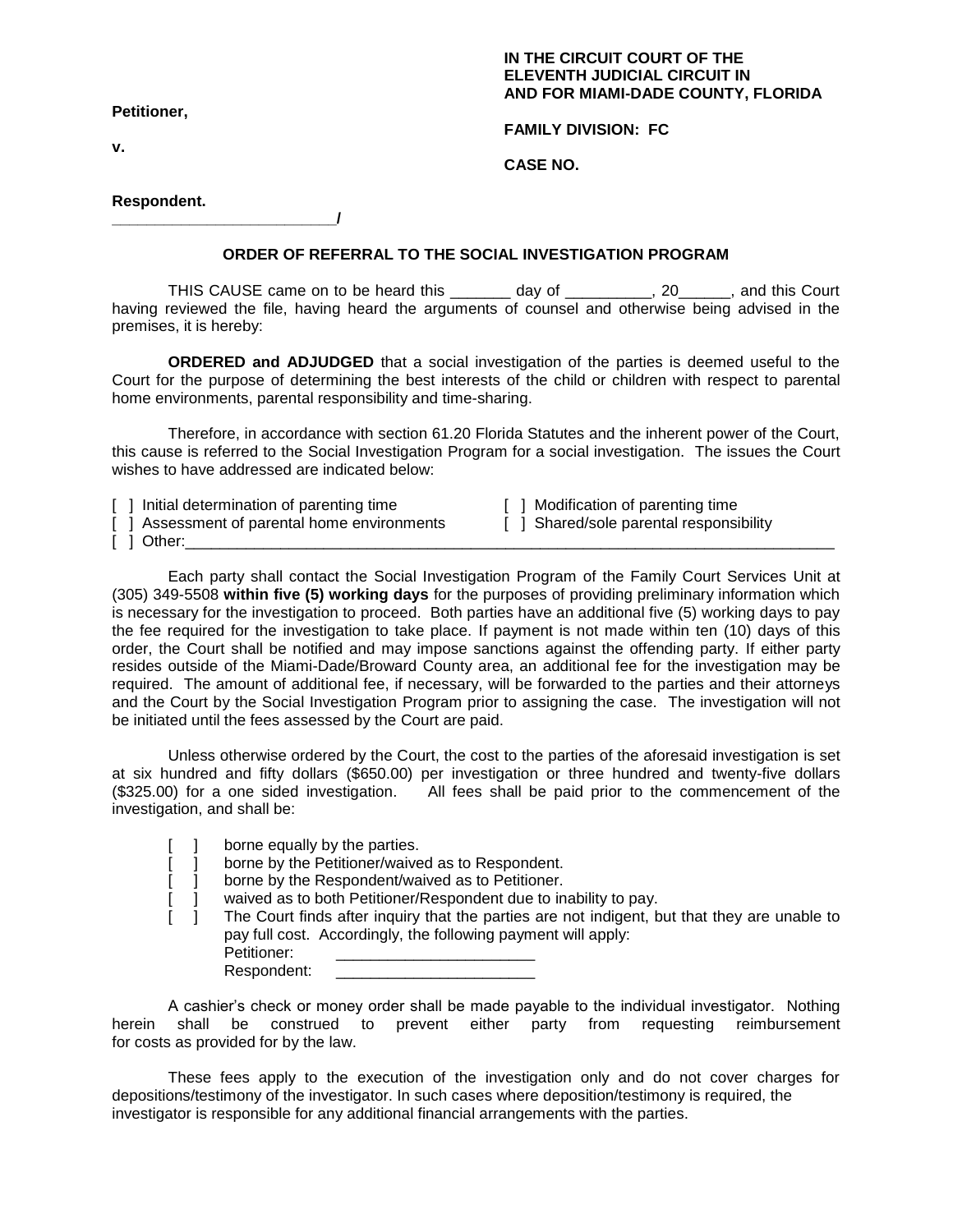**IN THE CIRCUIT COURT OF THE ELEVENTH JUDICIAL CIRCUIT IN AND FOR MIAMI-DADE COUNTY, FLORIDA**

**FAMILY DIVISION: FC**

**CASE NO.**

**Petitioner,**

**v.**

**Respondent.**
**_________________________/**

## ORDER OF REFERRAL TO THE SOCIAL INVESTIGATION PROGRAM

THIS CAUSE came on to be heard this _______ day of __________, 20______, and this Court having reviewed the file, having heard the arguments of counsel and otherwise being advised in the premises, it is hereby:

**ORDERED and ADJUDGED** that a social investigation of the parties is deemed useful to the Court for the purpose of determining the best interests of the child or children with respect to parental home environments, parental responsibility and time-sharing.

Therefore, in accordance with section 61.20 Florida Statutes and the inherent power of the Court, this cause is referred to the Social Investigation Program for a social investigation. The issues the Court wishes to have addressed are indicated below:

[ ] Initial determination of parenting time
[ ] Modification of parenting time
[ ] Assessment of parental home environments
[ ] Shared/sole parental responsibility
[ ] Other:_______________________________________________________________________________

Each party shall contact the Social Investigation Program of the Family Court Services Unit at (305) 349-5508 **within five (5) working days** for the purposes of providing preliminary information which is necessary for the investigation to proceed. Both parties have an additional five (5) working days to pay the fee required for the investigation to take place. If payment is not made within ten (10) days of this order, the Court shall be notified and may impose sanctions against the offending party. If either party resides outside of the Miami-Dade/Broward County area, an additional fee for the investigation may be required. The amount of additional fee, if necessary, will be forwarded to the parties and their attorneys and the Court by the Social Investigation Program prior to assigning the case. The investigation will not be initiated until the fees assessed by the Court are paid.

Unless otherwise ordered by the Court, the cost to the parties of the aforesaid investigation is set at six hundred and fifty dollars ($650.00) per investigation or three hundred and twenty-five dollars ($325.00) for a one sided investigation. All fees shall be paid prior to the commencement of the investigation, and shall be:

[ ] borne equally by the parties.
[ ] borne by the Petitioner/waived as to Respondent.
[ ] borne by the Respondent/waived as to Petitioner.
[ ] waived as to both Petitioner/Respondent due to inability to pay.
[ ] The Court finds after inquiry that the parties are not indigent, but that they are unable to pay full cost. Accordingly, the following payment will apply:
Petitioner: _______________________
Respondent: _______________________

A cashier's check or money order shall be made payable to the individual investigator. Nothing herein shall be construed to prevent either party from requesting reimbursement for costs as provided for by the law.

These fees apply to the execution of the investigation only and do not cover charges for depositions/testimony of the investigator. In such cases where deposition/testimony is required, the investigator is responsible for any additional financial arrangements with the parties.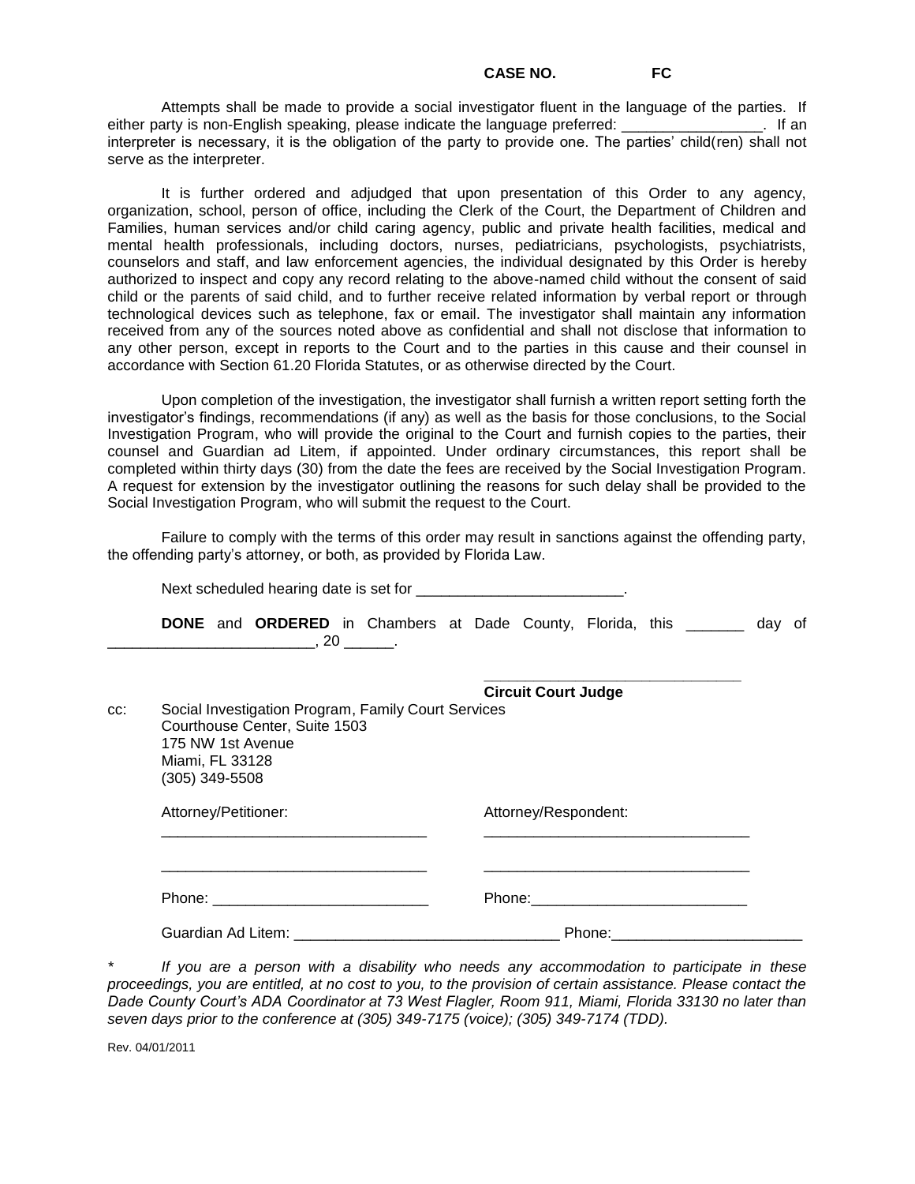**CASE NO. FC**

Attempts shall be made to provide a social investigator fluent in the language of the parties. If either party is non-English speaking, please indicate the language preferred: _________________. If an interpreter is necessary, it is the obligation of the party to provide one. The parties' child(ren) shall not serve as the interpreter.

It is further ordered and adjudged that upon presentation of this Order to any agency, organization, school, person of office, including the Clerk of the Court, the Department of Children and Families, human services and/or child caring agency, public and private health facilities, medical and mental health professionals, including doctors, nurses, pediatricians, psychologists, psychiatrists, counselors and staff, and law enforcement agencies, the individual designated by this Order is hereby authorized to inspect and copy any record relating to the above-named child without the consent of said child or the parents of said child, and to further receive related information by verbal report or through technological devices such as telephone, fax or email. The investigator shall maintain any information received from any of the sources noted above as confidential and shall not disclose that information to any other person, except in reports to the Court and to the parties in this cause and their counsel in accordance with Section 61.20 Florida Statutes, or as otherwise directed by the Court.

Upon completion of the investigation, the investigator shall furnish a written report setting forth the investigator's findings, recommendations (if any) as well as the basis for those conclusions, to the Social Investigation Program, who will provide the original to the Court and furnish copies to the parties, their counsel and Guardian ad Litem, if appointed. Under ordinary circumstances, this report shall be completed within thirty days (30) from the date the fees are received by the Social Investigation Program. A request for extension by the investigator outlining the reasons for such delay shall be provided to the Social Investigation Program, who will submit the request to the Court.

Failure to comply with the terms of this order may result in sanctions against the offending party, the offending party's attorney, or both, as provided by Florida Law.

Next scheduled hearing date is set for _________________________.

**DONE** and **ORDERED** in Chambers at Dade County, Florida, this _______ day of _________________________, 20 ______.

_______________________________
**Circuit Court Judge**

cc: Social Investigation Program, Family Court Services
Courthouse Center, Suite 1503
175 NW 1st Avenue
Miami, FL 33128
(305) 349-5508

Attorney/Petitioner:
________________________________
________________________________
Phone: __________________________

Attorney/Respondent:
________________________________
________________________________
Phone:__________________________

Guardian Ad Litem: _______________________________ Phone:_______________________

\* *If you are a person with a disability who needs any accommodation to participate in these proceedings, you are entitled, at no cost to you, to the provision of certain assistance. Please contact the Dade County Court's ADA Coordinator at 73 West Flagler, Room 911, Miami, Florida 33130 no later than seven days prior to the conference at (305) 349-7175 (voice); (305) 349-7174 (TDD).*

Rev. 04/01/2011